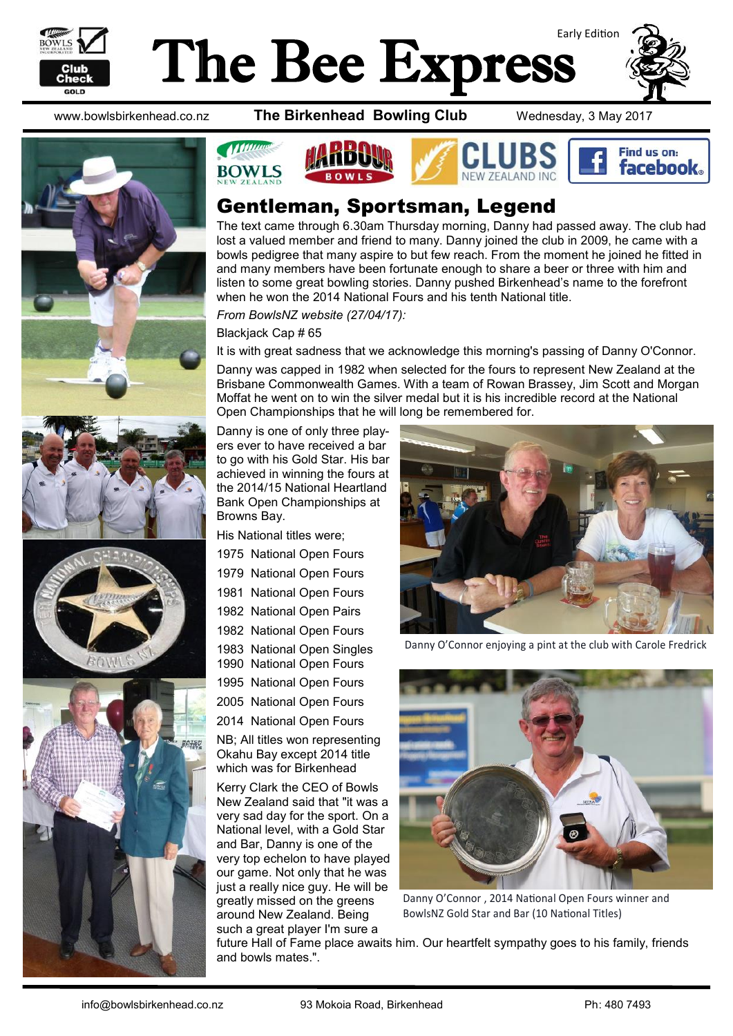# The Bee Express

Early Edition

www.bowlsbirkenhead.co.nz **The Birkenhead Bowling Club** Wednesday, 3 May 2017

## Gentleman, Sportsman, Legend

The text came through 6.30am Thursday morning, Danny had passed away. The club had lost a valued member and friend to many. Danny joined the club in 2009, he came with a bowls pedigree that many aspire to but few reach. From the moment he joined he fitted in and many members have been fortunate enough to share a beer or three with him and listen to some great bowling stories. Danny pushed Birkenhead's name to the forefront when he won the 2014 National Fours and his tenth National title.

*From BowlsNZ website (27/04/17):*

Blackjack Cap # 65

It is with great sadness that we acknowledge this morning's passing of Danny O'Connor.

Danny was capped in 1982 when selected for the fours to represent New Zealand at the Brisbane Commonwealth Games. With a team of Rowan Brassey, Jim Scott and Morgan Moffat he went on to win the silver medal but it is his incredible record at the National Open Championships that he will long be remembered for.

Danny is one of only three players ever to have received a bar to go with his Gold Star. His bar achieved in winning the fours at the 2014/15 National Heartland Bank Open Championships at Browns Bay.

His National titles were;

- 1975 National Open Fours
- 1979 National Open Fours
- 1981 National Open Fours
- 1982 National Open Pairs
- 1982 National Open Fours
- 1983 National Open Singles
- 1990 National Open Fours
- 1995 National Open Fours
- 2005 National Open Fours
- 2014 National Open Fours

NB; All titles won representing Okahu Bay except 2014 title which was for Birkenhead

Kerry Clark the CEO of Bowls New Zealand said that "it was a very sad day for the sport. On a National level, with a Gold Star and Bar, Danny is one of the very top echelon to have played our game. Not only that he was just a really nice guy. He will be greatly missed on the greens around New Zealand. Being such a great player I'm sure a future Hall of Fame place awaits him. Our heartfelt sympathy goes to his family, friends and bowls mates.".

Danny O'Connor enjoying a pint at the club with Carole Fredrick

Danny O'Connor , 2014 National Open Fours winner and BowlsNZ Gold Star and Bar (10 National Titles)

info@bowlsbirkenhead.co.nz 93 Mokoia Road, Birkenhead Ph: 480 7493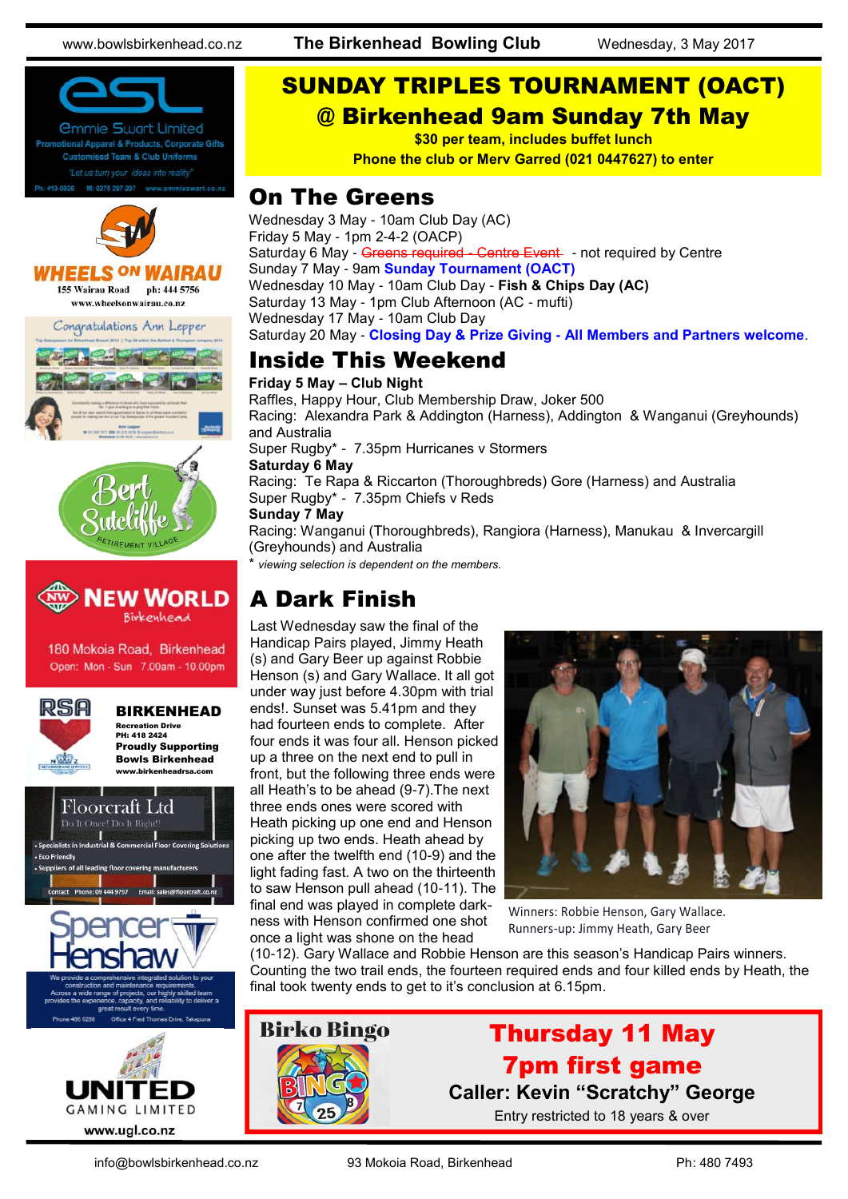# SUNDAY TRIPLES TOURNAMENT (OACT)

## @ Birkenhead 9am Sunday 7th May

**$30 per team, includes buffet lunch**

**Phone the club or Merv Garred (021 0447627) to enter**

## On The Greens

Wednesday 3 May - 10am Club Day (AC)
Friday 5 May - 1pm 2-4-2 (OACP)
Saturday 6 May - ~~Greens required - Centre Event~~ - not required by Centre
Sunday 7 May - 9am **Sunday Tournament (OACT)**
Wednesday 10 May - 10am Club Day - **Fish & Chips Day (AC)**
Saturday 13 May - 1pm Club Afternoon (AC - mufti)
Wednesday 17 May - 10am Club Day
Saturday 20 May - **Closing Day & Prize Giving - All Members and Partners welcome**.

## Inside This Weekend

**Friday 5 May – Club Night**
Raffles, Happy Hour, Club Membership Draw, Joker 500
Racing: Alexandra Park & Addington (Harness), Addington & Wanganui (Greyhounds) and Australia
Super Rugby* - 7.35pm Hurricanes v Stormers

**Saturday 6 May**
Racing: Te Rapa & Riccarton (Thoroughbreds) Gore (Harness) and Australia
Super Rugby* - 7.35pm Chiefs v Reds

**Sunday 7 May**
Racing: Wanganui (Thoroughbreds), Rangiora (Harness), Manukau & Invercargill (Greyhounds) and Australia

* *viewing selection is dependent on the members.*

## A Dark Finish

Last Wednesday saw the final of the Handicap Pairs played, Jimmy Heath (s) and Gary Beer up against Robbie Henson (s) and Gary Wallace. It all got under way just before 4.30pm with trial ends!. Sunset was 5.41pm and they had fourteen ends to complete. After four ends it was four all. Henson picked up a three on the next end to pull in front, but the following three ends were all Heath's to be ahead (9-7).The next three ends ones were scored with Heath picking up one end and Henson picking up two ends. Heath ahead by one after the twelfth end (10-9) and the light fading fast. A two on the thirteenth to saw Henson pull ahead (10-11). The final end was played in complete darkness with Henson confirmed one shot once a light was shone on the head (10-12). Gary Wallace and Robbie Henson are this season's Handicap Pairs winners. Counting the two trail ends, the fourteen required ends and four killed ends by Heath, the final took twenty ends to get to it's conclusion at 6.15pm.

Winners: Robbie Henson, Gary Wallace.
Runners-up: Jimmy Heath, Gary Beer

**Birko Bingo**

**Thursday 11 May**
**7pm first game**
**Caller: Kevin "Scratchy" George**
Entry restricted to 18 years & over

**Emmie Swart Limited** — Promotional Apparel & Products, Corporate Gifts. Customised Team & Club Uniforms. "Let us turn your ideas into reality" Ph: 419-0926 M: 0275 297-297 www.emmieswart.co.nz

**WHEELS ON WAIRAU** — 155 Wairau Road ph: 444 5756 www.wheelsonwairau.co.nz

**Congratulations Ann Lepper**

**Bert Sutcliffe Retirement Village**

**NEW WORLD Birkenhead** — 180 Mokoia Road, Birkenhead. Open: Mon - Sun 7.00am - 10.00pm

**RSA BIRKENHEAD** — Recreation Drive. PH: 418 2424. Proudly Supporting Bowls Birkenhead. www.birkenheadrsa.com

**Floorcraft Ltd** — Do It Once! Do It Right!!
- Specialists in Industrial & Commercial Floor Covering Solutions
- Eco Friendly
- Suppliers of all leading floor covering manufacturers

Contact Phone: 09 444 9757 Email: sales@floorcraft.co.nz

**Spencer Henshaw** — We provide a comprehensive integrated solution to your construction and maintenance requirements. Across a wide range of projects, our highly skilled team provides the experience, capacity, and reliability to deliver a great result every time. Phone 486 0288 Office 4 Fred Thomas Drive, Takapuna

**UNITED GAMING LIMITED** — www.ugl.co.nz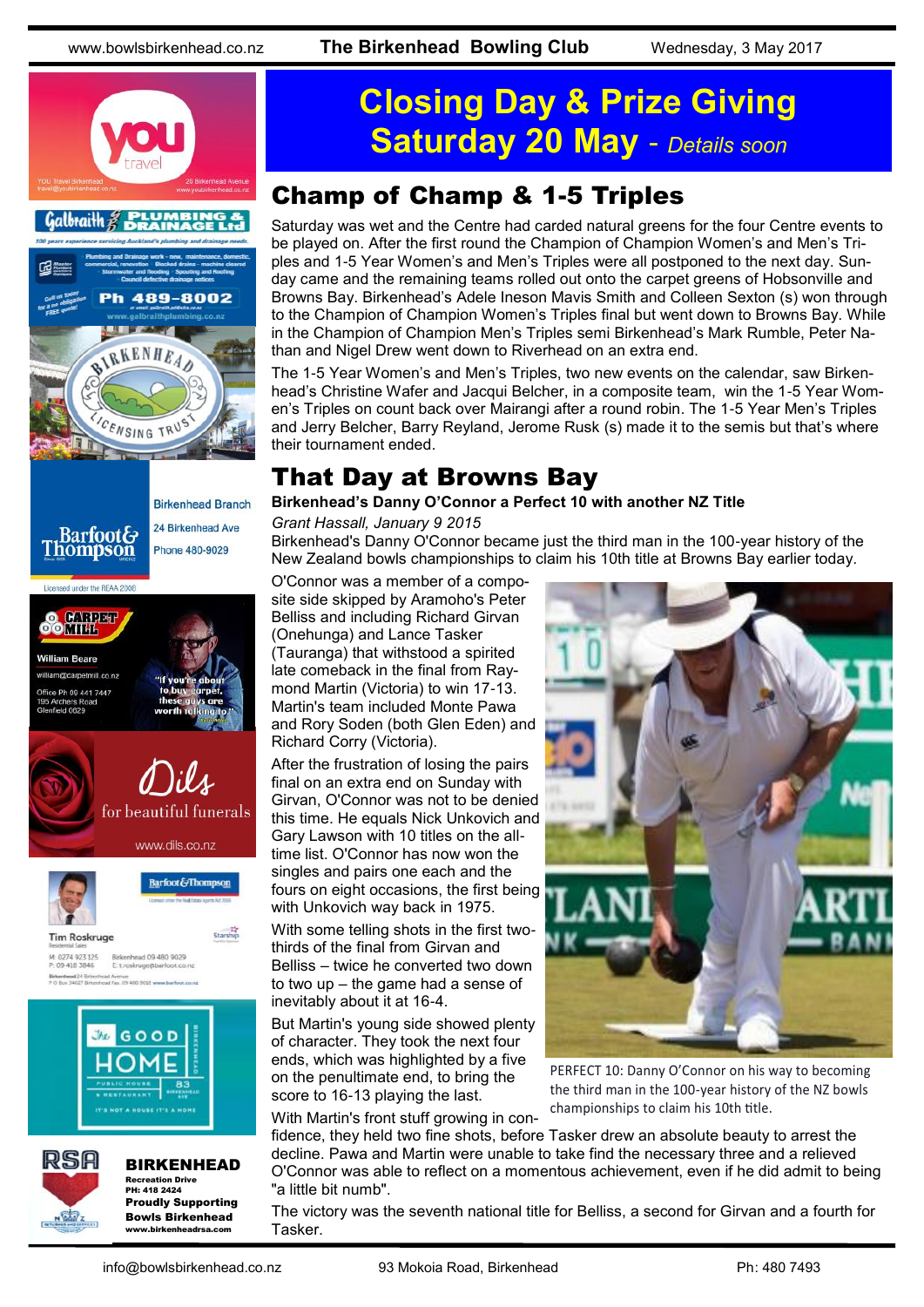# Closing Day & Prize Giving Saturday 20 May - *Details soon*

## Champ of Champ & 1-5 Triples

Saturday was wet and the Centre had carded natural greens for the four Centre events to be played on. After the first round the Champion of Champion Women's and Men's Triples and 1-5 Year Women's and Men's Triples were all postponed to the next day. Sunday came and the remaining teams rolled out onto the carpet greens of Hobsonville and Browns Bay. Birkenhead's Adele Ineson Mavis Smith and Colleen Sexton (s) won through to the Champion of Champion Women's Triples final but went down to Browns Bay. While in the Champion of Champion Men's Triples semi Birkenhead's Mark Rumble, Peter Nathan and Nigel Drew went down to Riverhead on an extra end.

The 1-5 Year Women's and Men's Triples, two new events on the calendar, saw Birkenhead's Christine Wafer and Jacqui Belcher, in a composite team, win the 1-5 Year Women's Triples on count back over Mairangi after a round robin. The 1-5 Year Men's Triples and Jerry Belcher, Barry Reyland, Jerome Rusk (s) made it to the semis but that's where their tournament ended.

## That Day at Browns Bay

**Birkenhead's Danny O'Connor a Perfect 10 with another NZ Title**

*Grant Hassall, January 9 2015*

Birkenhead's Danny O'Connor became just the third man in the 100-year history of the New Zealand bowls championships to claim his 10th title at Browns Bay earlier today.

O'Connor was a member of a composite side skipped by Aramoho's Peter Belliss and including Richard Girvan (Onehunga) and Lance Tasker (Tauranga) that withstood a spirited late comeback in the final from Raymond Martin (Victoria) to win 17-13. Martin's team included Monte Pawa and Rory Soden (both Glen Eden) and Richard Corry (Victoria).

After the frustration of losing the pairs final on an extra end on Sunday with Girvan, O'Connor was not to be denied this time. He equals Nick Unkovich and Gary Lawson with 10 titles on the all-time list. O'Connor has now won the singles and pairs one each and the fours on eight occasions, the first being with Unkovich way back in 1975.

With some telling shots in the first two-thirds of the final from Girvan and Belliss – twice he converted two down to two up – the game had a sense of inevitably about it at 16-4.

But Martin's young side showed plenty of character. They took the next four ends, which was highlighted by a five on the penultimate end, to bring the score to 16-13 playing the last.

PERFECT 10: Danny O'Connor on his way to becoming the third man in the 100-year history of the NZ bowls championships to claim his 10th title.

With Martin's front stuff growing in confidence, they held two fine shots, before Tasker drew an absolute beauty to arrest the decline. Pawa and Martin were unable to take find the necessary three and a relieved O'Connor was able to reflect on a momentous achievement, even if he did admit to being "a little bit numb".

The victory was the seventh national title for Belliss, a second for Girvan and a fourth for Tasker.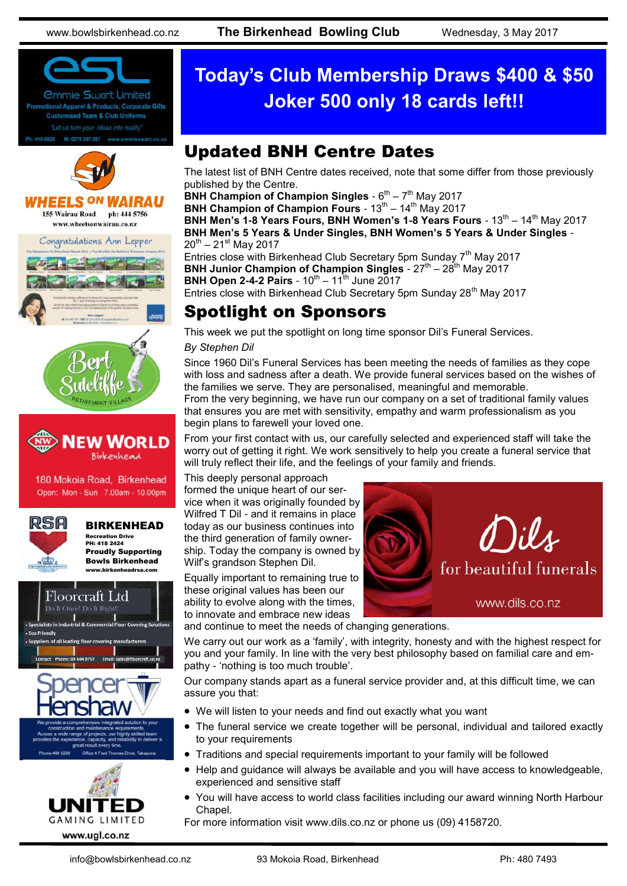# Today's Club Membership Draws $400 & $50
# Joker 500 only 18 cards left!!

## Updated BNH Centre Dates

The latest list of BNH Centre dates received, note that some differ from those previously published by the Centre.

**BNH Champion of Champion Singles** - 6th – 7th May 2017
**BNH Champion of Champion Fours** - 13th – 14th May 2017
**BNH Men's 1-8 Years Fours, BNH Women's 1-8 Years Fours** - 13th – 14th May 2017
**BNH Men's 5 Years & Under Singles, BNH Women's 5 Years & Under Singles** - 20th – 21st May 2017
Entries close with Birkenhead Club Secretary 5pm Sunday 7th May 2017
**BNH Junior Champion of Champion Singles** - 27th – 28th May 2017
**BNH Open 2-4-2 Pairs** - 10th – 11th June 2017
Entries close with Birkenhead Club Secretary 5pm Sunday 28th May 2017

## Spotlight on Sponsors

This week we put the spotlight on long time sponsor Dil's Funeral Services.

*By Stephen Dil*

Since 1960 Dil's Funeral Services has been meeting the needs of families as they cope with loss and sadness after a death. We provide funeral services based on the wishes of the families we serve. They are personalised, meaningful and memorable.
From the very beginning, we have run our company on a set of traditional family values that ensures you are met with sensitivity, empathy and warm professionalism as you begin plans to farewell your loved one.

From your first contact with us, our carefully selected and experienced staff will take the worry out of getting it right. We work sensitively to help you create a funeral service that will truly reflect their life, and the feelings of your family and friends.

This deeply personal approach formed the unique heart of our service when it was originally founded by Wilfred T Dil - and it remains in place today as our business continues into the third generation of family ownership. Today the company is owned by Wilf's grandson Stephen Dil.

Equally important to remaining true to these original values has been our ability to evolve along with the times, to innovate and embrace new ideas and continue to meet the needs of changing generations.

We carry out our work as a 'family', with integrity, honesty and with the highest respect for you and your family. In line with the very best philosophy based on familial care and empathy - 'nothing is too much trouble'.

Our company stands apart as a funeral service provider and, at this difficult time, we can assure you that:

- We will listen to your needs and find out exactly what you want
- The funeral service we create together will be personal, individual and tailored exactly to your requirements
- Traditions and special requirements important to your family will be followed
- Help and guidance will always be available and you will have access to knowledgeable, experienced and sensitive staff
- You will have access to world class facilities including our award winning North Harbour Chapel.

For more information visit www.dils.co.nz or phone us (09) 4158720.